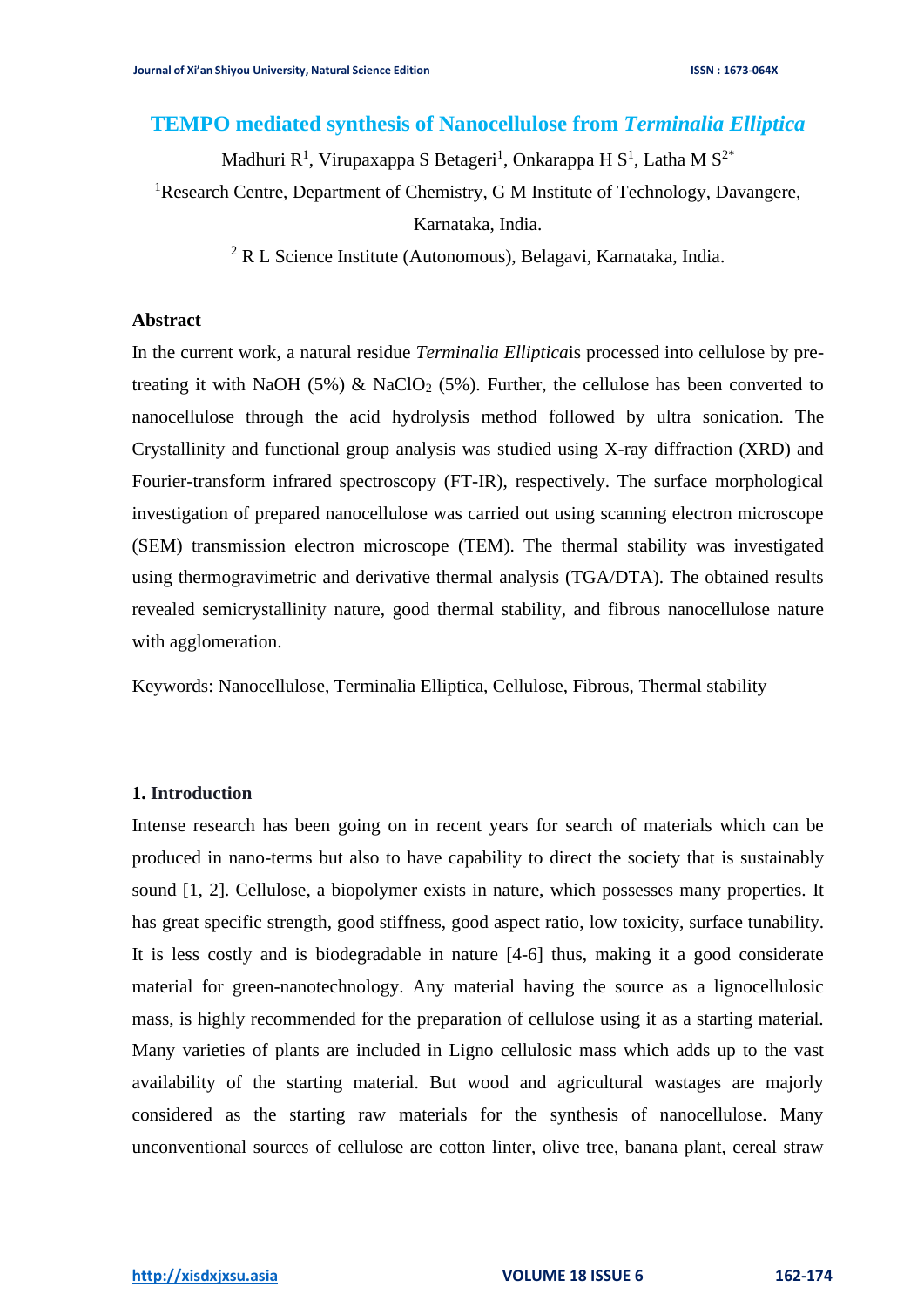# TEMPO mediated synthesis of Nanocellulose from *Terminalia Elliptica*

Madhuri R[1], Virupaxappa S Betageri[1], Onkarappa H S[1], Latha M S[2*]

[1]Research Centre, Department of Chemistry, G M Institute of Technology, Davangere, Karnataka, India.

[2] R L Science Institute (Autonomous), Belagavi, Karnataka, India.

### Abstract

In the current work, a natural residue *Terminalia Elliptica*is processed into cellulose by pre-treating it with NaOH (5%) & $NaClO_2$ (5%). Further, the cellulose has been converted to nanocellulose through the acid hydrolysis method followed by ultra sonication. The Crystallinity and functional group analysis was studied using X-ray diffraction (XRD) and Fourier-transform infrared spectroscopy (FT-IR), respectively. The surface morphological investigation of prepared nanocellulose was carried out using scanning electron microscope (SEM) transmission electron microscope (TEM). The thermal stability was investigated using thermogravimetric and derivative thermal analysis (TGA/DTA). The obtained results revealed semicrystallinity nature, good thermal stability, and fibrous nanocellulose nature with agglomeration.

Keywords: Nanocellulose, Terminalia Elliptica, Cellulose, Fibrous, Thermal stability

### 1. Introduction

Intense research has been going on in recent years for search of materials which can be produced in nano-terms but also to have capability to direct the society that is sustainably sound [1, 2]. Cellulose, a biopolymer exists in nature, which possesses many properties. It has great specific strength, good stiffness, good aspect ratio, low toxicity, surface tunability. It is less costly and is biodegradable in nature [4-6] thus, making it a good considerate material for green-nanotechnology. Any material having the source as a lignocellulosic mass, is highly recommended for the preparation of cellulose using it as a starting material. Many varieties of plants are included in Ligno cellulosic mass which adds up to the vast availability of the starting material. But wood and agricultural wastages are majorly considered as the starting raw materials for the synthesis of nanocellulose. Many unconventional sources of cellulose are cotton linter, olive tree, banana plant, cereal straw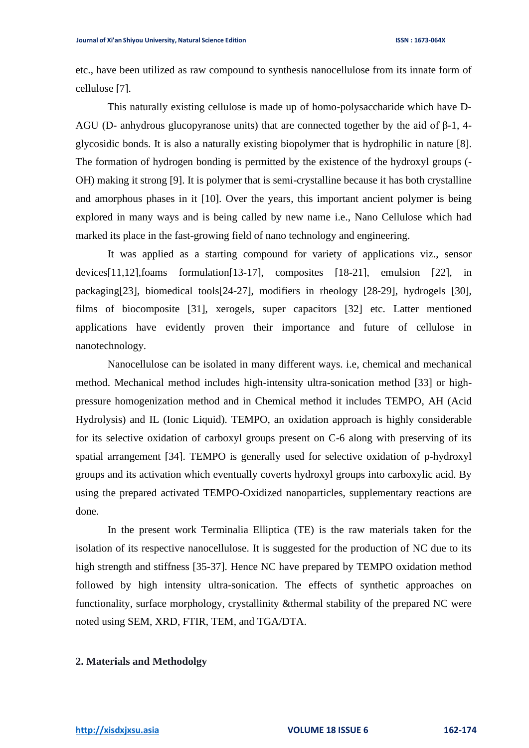etc., have been utilized as raw compound to synthesis nanocellulose from its innate form of cellulose [7].

This naturally existing cellulose is made up of homo-polysaccharide which have D-AGU (D- anhydrous glucopyranose units) that are connected together by the aid of β-1, 4-glycosidic bonds. It is also a naturally existing biopolymer that is hydrophilic in nature [8]. The formation of hydrogen bonding is permitted by the existence of the hydroxyl groups (-OH) making it strong [9]. It is polymer that is semi-crystalline because it has both crystalline and amorphous phases in it [10]. Over the years, this important ancient polymer is being explored in many ways and is being called by new name i.e., Nano Cellulose which had marked its place in the fast-growing field of nano technology and engineering.

It was applied as a starting compound for variety of applications viz., sensor devices[11,12],foams formulation[13-17], composites [18-21], emulsion [22], in packaging[23], biomedical tools[24-27], modifiers in rheology [28-29], hydrogels [30], films of biocomposite [31], xerogels, super capacitors [32] etc. Latter mentioned applications have evidently proven their importance and future of cellulose in nanotechnology.

Nanocellulose can be isolated in many different ways. i.e, chemical and mechanical method. Mechanical method includes high-intensity ultra-sonication method [33] or high-pressure homogenization method and in Chemical method it includes TEMPO, AH (Acid Hydrolysis) and IL (Ionic Liquid). TEMPO, an oxidation approach is highly considerable for its selective oxidation of carboxyl groups present on C-6 along with preserving of its spatial arrangement [34]. TEMPO is generally used for selective oxidation of p-hydroxyl groups and its activation which eventually coverts hydroxyl groups into carboxylic acid. By using the prepared activated TEMPO-Oxidized nanoparticles, supplementary reactions are done.

In the present work Terminalia Elliptica (TE) is the raw materials taken for the isolation of its respective nanocellulose. It is suggested for the production of NC due to its high strength and stiffness [35-37]. Hence NC have prepared by TEMPO oxidation method followed by high intensity ultra-sonication. The effects of synthetic approaches on functionality, surface morphology, crystallinity &thermal stability of the prepared NC were noted using SEM, XRD, FTIR, TEM, and TGA/DTA.

## 2. Materials and Methodolgy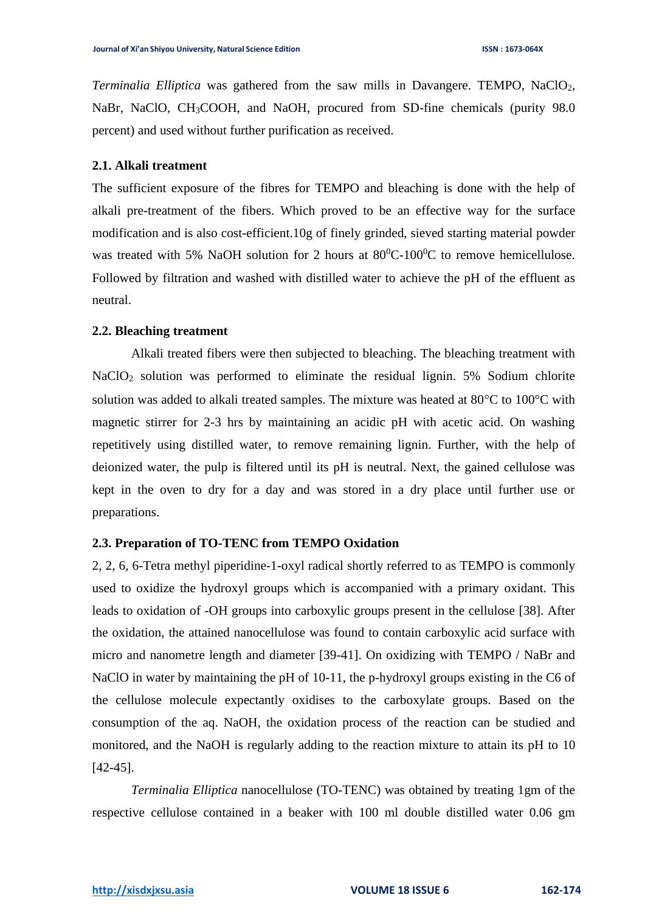*Terminalia Elliptica* was gathered from the saw mills in Davangere. TEMPO, $NaClO_2$, NaBr, NaClO, $CH_3COOH$, and NaOH, procured from SD-fine chemicals (purity 98.0 percent) and used without further purification as received.

### 2.1. Alkali treatment

The sufficient exposure of the fibres for TEMPO and bleaching is done with the help of alkali pre-treatment of the fibers. Which proved to be an effective way for the surface modification and is also cost-efficient.10g of finely grinded, sieved starting material powder was treated with 5% NaOH solution for 2 hours at $80^0$C-$100^0$C to remove hemicellulose. Followed by filtration and washed with distilled water to achieve the pH of the effluent as neutral.

### 2.2. Bleaching treatment

Alkali treated fibers were then subjected to bleaching. The bleaching treatment with $NaClO_2$ solution was performed to eliminate the residual lignin. 5% Sodium chlorite solution was added to alkali treated samples. The mixture was heated at 80°C to 100°C with magnetic stirrer for 2-3 hrs by maintaining an acidic pH with acetic acid. On washing repetitively using distilled water, to remove remaining lignin. Further, with the help of deionized water, the pulp is filtered until its pH is neutral. Next, the gained cellulose was kept in the oven to dry for a day and was stored in a dry place until further use or preparations.

### 2.3. Preparation of TO-TENC from TEMPO Oxidation

2, 2, 6, 6-Tetra methyl piperidine-1-oxyl radical shortly referred to as TEMPO is commonly used to oxidize the hydroxyl groups which is accompanied with a primary oxidant. This leads to oxidation of -OH groups into carboxylic groups present in the cellulose [38]. After the oxidation, the attained nanocellulose was found to contain carboxylic acid surface with micro and nanometre length and diameter [39-41]. On oxidizing with TEMPO / NaBr and NaClO in water by maintaining the pH of 10-11, the p-hydroxyl groups existing in the C6 of the cellulose molecule expectantly oxidises to the carboxylate groups. Based on the consumption of the aq. NaOH, the oxidation process of the reaction can be studied and monitored, and the NaOH is regularly adding to the reaction mixture to attain its pH to 10 [42-45].

*Terminalia Elliptica* nanocellulose (TO-TENC) was obtained by treating 1gm of the respective cellulose contained in a beaker with 100 ml double distilled water 0.06 gm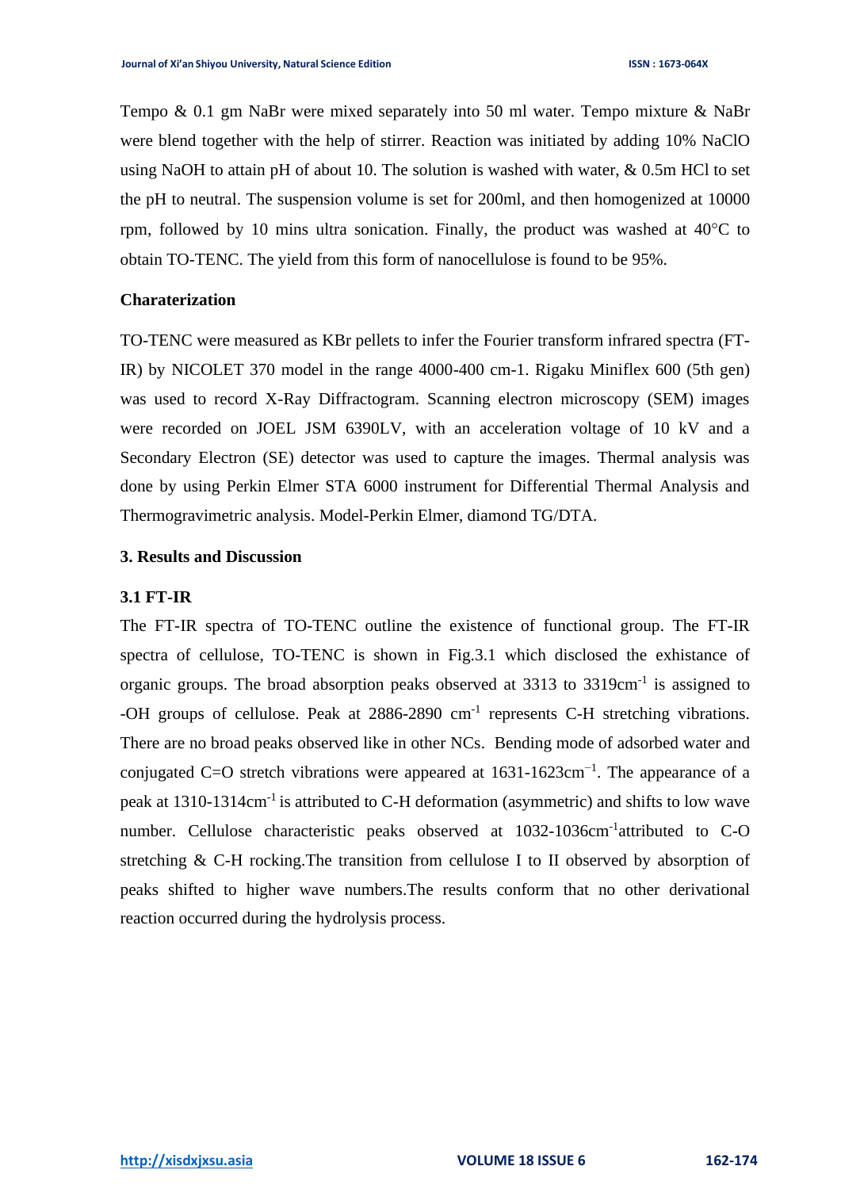Tempo & 0.1 gm NaBr were mixed separately into 50 ml water. Tempo mixture & NaBr were blend together with the help of stirrer. Reaction was initiated by adding 10% NaClO using NaOH to attain pH of about 10. The solution is washed with water, & 0.5m HCl to set the pH to neutral. The suspension volume is set for 200ml, and then homogenized at 10000 rpm, followed by 10 mins ultra sonication. Finally, the product was washed at 40°C to obtain TO-TENC. The yield from this form of nanocellulose is found to be 95%.

### Charaterization

TO-TENC were measured as KBr pellets to infer the Fourier transform infrared spectra (FT-IR) by NICOLET 370 model in the range 4000-400 cm-1. Rigaku Miniflex 600 (5th gen) was used to record X-Ray Diffractogram. Scanning electron microscopy (SEM) images were recorded on JOEL JSM 6390LV, with an acceleration voltage of 10 kV and a Secondary Electron (SE) detector was used to capture the images. Thermal analysis was done by using Perkin Elmer STA 6000 instrument for Differential Thermal Analysis and Thermogravimetric analysis. Model-Perkin Elmer, diamond TG/DTA.

## 3. Results and Discussion

### 3.1 FT-IR

The FT-IR spectra of TO-TENC outline the existence of functional group. The FT-IR spectra of cellulose, TO-TENC is shown in Fig.3.1 which disclosed the exhistance of organic groups. The broad absorption peaks observed at 3313 to 3319cm$^{-1}$ is assigned to -OH groups of cellulose. Peak at 2886-2890 cm$^{-1}$ represents C-H stretching vibrations. There are no broad peaks observed like in other NCs. Bending mode of adsorbed water and conjugated C=O stretch vibrations were appeared at 1631-1623cm$^{-1}$. The appearance of a peak at 1310-1314cm$^{-1}$ is attributed to C-H deformation (asymmetric) and shifts to low wave number. Cellulose characteristic peaks observed at 1032-1036cm$^{-1}$attributed to C-O stretching & C-H rocking.The transition from cellulose I to II observed by absorption of peaks shifted to higher wave numbers.The results conform that no other derivational reaction occurred during the hydrolysis process.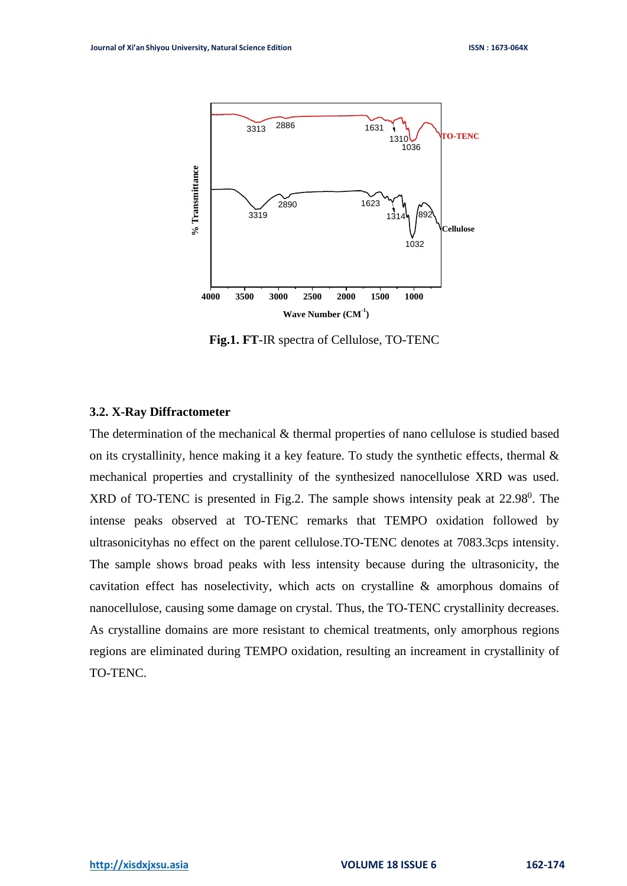**Fig.1. FT**-IR spectra of Cellulose, TO-TENC

### 3.2. X-Ray Diffractometer

The determination of the mechanical & thermal properties of nano cellulose is studied based on its crystallinity, hence making it a key feature. To study the synthetic effects, thermal & mechanical properties and crystallinity of the synthesized nanocellulose XRD was used. XRD of TO-TENC is presented in Fig.2. The sample shows intensity peak at $22.98^0$. The intense peaks observed at TO-TENC remarks that TEMPO oxidation followed by ultrasonicityhas no effect on the parent cellulose.TO-TENC denotes at 7083.3cps intensity. The sample shows broad peaks with less intensity because during the ultrasonicity, the cavitation effect has noselectivity, which acts on crystalline & amorphous domains of nanocellulose, causing some damage on crystal. Thus, the TO-TENC crystallinity decreases. As crystalline domains are more resistant to chemical treatments, only amorphous regions regions are eliminated during TEMPO oxidation, resulting an increament in crystallinity of TO-TENC.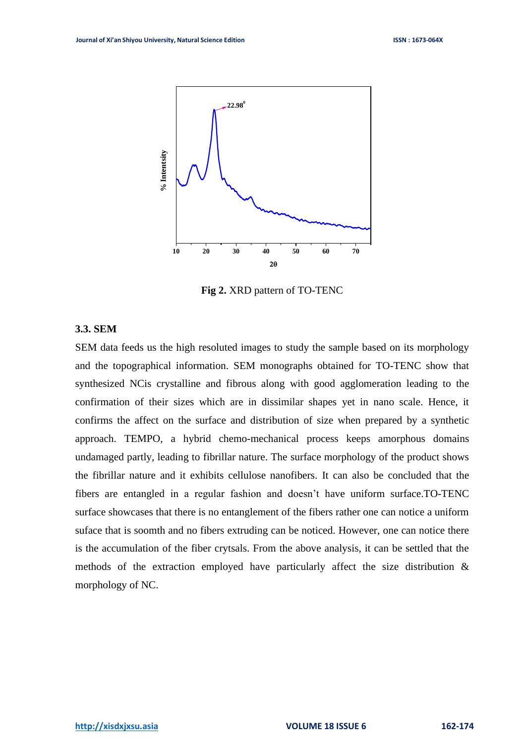Fig 2. XRD pattern of TO-TENC

### 3.3. SEM

SEM data feeds us the high resoluted images to study the sample based on its morphology and the topographical information. SEM monographs obtained for TO-TENC show that synthesized NCis crystalline and fibrous along with good agglomeration leading to the confirmation of their sizes which are in dissimilar shapes yet in nano scale. Hence, it confirms the affect on the surface and distribution of size when prepared by a synthetic approach. TEMPO, a hybrid chemo-mechanical process keeps amorphous domains undamaged partly, leading to fibrillar nature. The surface morphology of the product shows the fibrillar nature and it exhibits cellulose nanofibers. It can also be concluded that the fibers are entangled in a regular fashion and doesn't have uniform surface.TO-TENC surface showcases that there is no entanglement of the fibers rather one can notice a uniform suface that is soomth and no fibers extruding can be noticed. However, one can notice there is the accumulation of the fiber crytsals. From the above analysis, it can be settled that the methods of the extraction employed have particularly affect the size distribution & morphology of NC.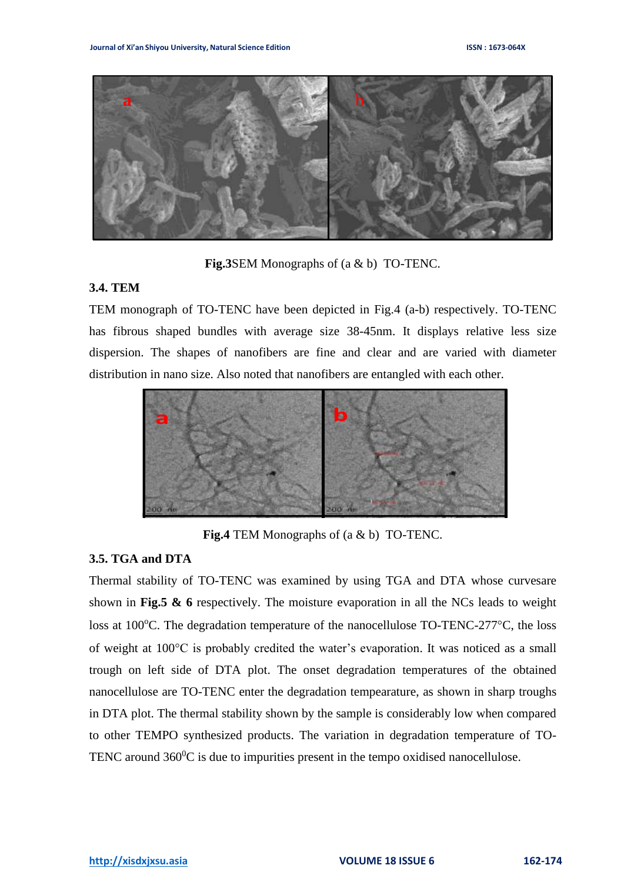**Fig.3**SEM Monographs of (a & b) TO-TENC.

### 3.4. TEM

TEM monograph of TO-TENC have been depicted in Fig.4 (a-b) respectively. TO-TENC has fibrous shaped bundles with average size 38-45nm. It displays relative less size dispersion. The shapes of nanofibers are fine and clear and are varied with diameter distribution in nano size. Also noted that nanofibers are entangled with each other.

**Fig.4** TEM Monographs of (a & b) TO-TENC.

### 3.5. TGA and DTA

Thermal stability of TO-TENC was examined by using TGA and DTA whose curvesare shown in **Fig.5 & 6** respectively. The moisture evaporation in all the NCs leads to weight loss at 100$^{o}$C. The degradation temperature of the nanocellulose TO-TENC-277°C, the loss of weight at 100°C is probably credited the water's evaporation. It was noticed as a small trough on left side of DTA plot. The onset degradation temperatures of the obtained nanocellulose are TO-TENC enter the degradation tempearature, as shown in sharp troughs in DTA plot. The thermal stability shown by the sample is considerably low when compared to other TEMPO synthesized products. The variation in degradation temperature of TO-TENC around 360$^{0}$C is due to impurities present in the tempo oxidised nanocellulose.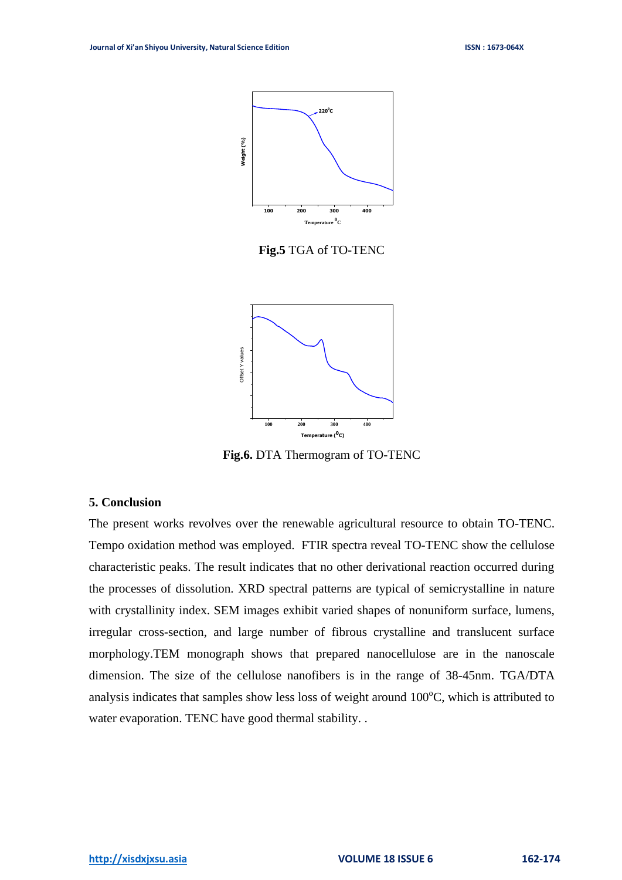**Fig.5** TGA of TO-TENC

**Fig.6.** DTA Thermogram of TO-TENC

## 5. Conclusion

The present works revolves over the renewable agricultural resource to obtain TO-TENC. Tempo oxidation method was employed. FTIR spectra reveal TO-TENC show the cellulose characteristic peaks. The result indicates that no other derivational reaction occurred during the processes of dissolution. XRD spectral patterns are typical of semicrystalline in nature with crystallinity index. SEM images exhibit varied shapes of nonuniform surface, lumens, irregular cross-section, and large number of fibrous crystalline and translucent surface morphology.TEM monograph shows that prepared nanocellulose are in the nanoscale dimension. The size of the cellulose nanofibers is in the range of 38-45nm. TGA/DTA analysis indicates that samples show less loss of weight around $100^{o}$C, which is attributed to water evaporation. TENC have good thermal stability. .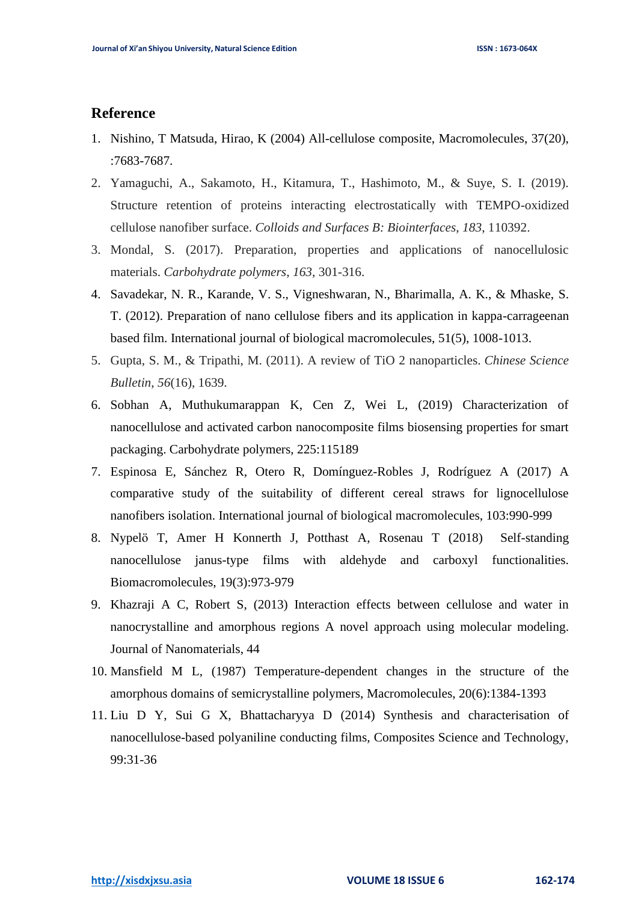## Reference

1. Nishino, T Matsuda, Hirao, K (2004) All-cellulose composite, Macromolecules, 37(20), :7683-7687.
2. Yamaguchi, A., Sakamoto, H., Kitamura, T., Hashimoto, M., & Suye, S. I. (2019). Structure retention of proteins interacting electrostatically with TEMPO-oxidized cellulose nanofiber surface. *Colloids and Surfaces B: Biointerfaces*, *183*, 110392.
3. Mondal, S. (2017). Preparation, properties and applications of nanocellulosic materials. *Carbohydrate polymers*, *163*, 301-316.
4. Savadekar, N. R., Karande, V. S., Vigneshwaran, N., Bharimalla, A. K., & Mhaske, S. T. (2012). Preparation of nano cellulose fibers and its application in kappa-carrageenan based film. International journal of biological macromolecules, 51(5), 1008-1013.
5. Gupta, S. M., & Tripathi, M. (2011). A review of TiO 2 nanoparticles. *Chinese Science Bulletin*, *56*(16), 1639.
6. Sobhan A, Muthukumarappan K, Cen Z, Wei L, (2019) Characterization of nanocellulose and activated carbon nanocomposite films biosensing properties for smart packaging. Carbohydrate polymers, 225:115189
7. Espinosa E, Sánchez R, Otero R, Domínguez-Robles J, Rodríguez A (2017) A comparative study of the suitability of different cereal straws for lignocellulose nanofibers isolation. International journal of biological macromolecules, 103:990-999
8. Nypelö T, Amer H Konnerth J, Potthast A, Rosenau T (2018) Self-standing nanocellulose janus-type films with aldehyde and carboxyl functionalities. Biomacromolecules, 19(3):973-979
9. Khazraji A C, Robert S, (2013) Interaction effects between cellulose and water in nanocrystalline and amorphous regions A novel approach using molecular modeling. Journal of Nanomaterials, 44
10. Mansfield M L, (1987) Temperature-dependent changes in the structure of the amorphous domains of semicrystalline polymers, Macromolecules, 20(6):1384-1393
11. Liu D Y, Sui G X, Bhattacharyya D (2014) Synthesis and characterisation of nanocellulose-based polyaniline conducting films, Composites Science and Technology, 99:31-36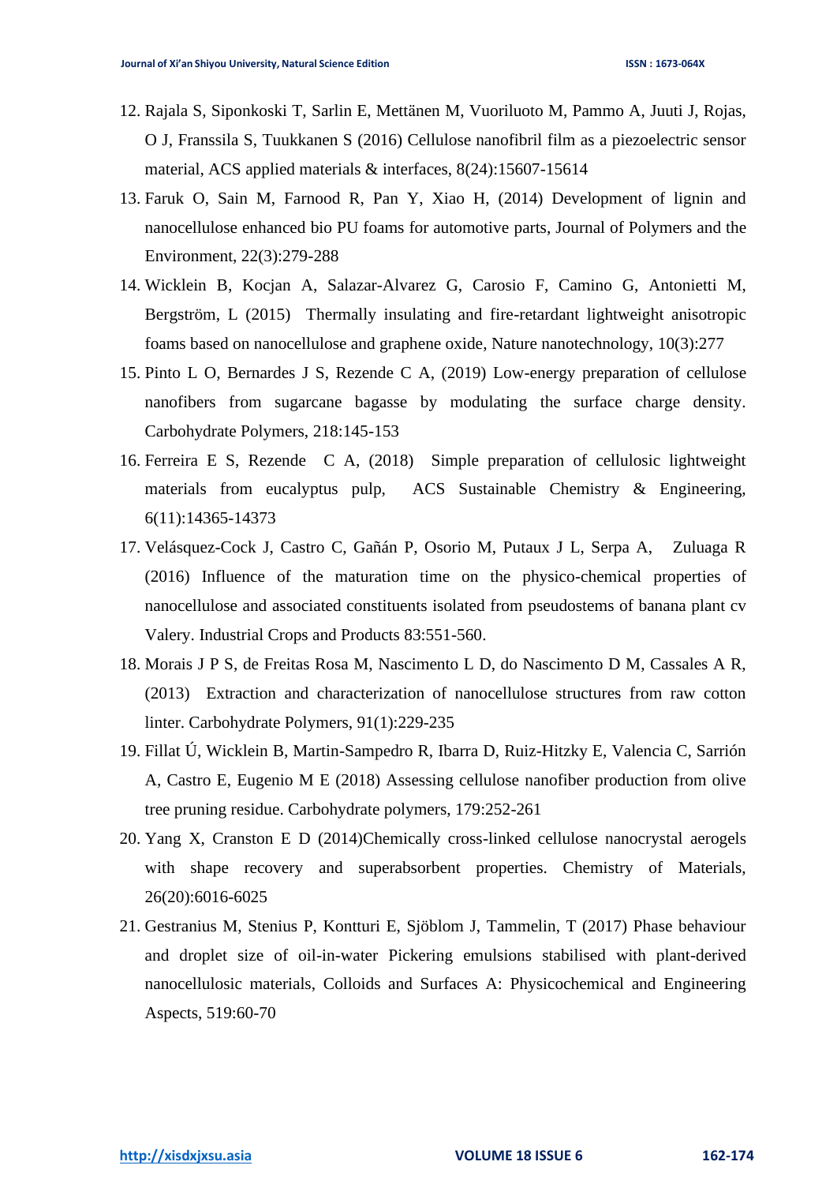12. Rajala S, Siponkoski T, Sarlin E, Mettänen M, Vuoriluoto M, Pammo A, Juuti J, Rojas, O J, Franssila S, Tuukkanen S (2016) Cellulose nanofibril film as a piezoelectric sensor material, ACS applied materials & interfaces, 8(24):15607-15614
13. Faruk O, Sain M, Farnood R, Pan Y, Xiao H, (2014) Development of lignin and nanocellulose enhanced bio PU foams for automotive parts, Journal of Polymers and the Environment, 22(3):279-288
14. Wicklein B, Kocjan A, Salazar-Alvarez G, Carosio F, Camino G, Antonietti M, Bergström, L (2015) Thermally insulating and fire-retardant lightweight anisotropic foams based on nanocellulose and graphene oxide, Nature nanotechnology, 10(3):277
15. Pinto L O, Bernardes J S, Rezende C A, (2019) Low-energy preparation of cellulose nanofibers from sugarcane bagasse by modulating the surface charge density. Carbohydrate Polymers, 218:145-153
16. Ferreira E S, Rezende C A, (2018) Simple preparation of cellulosic lightweight materials from eucalyptus pulp, ACS Sustainable Chemistry & Engineering, 6(11):14365-14373
17. Velásquez-Cock J, Castro C, Gañán P, Osorio M, Putaux J L, Serpa A, Zuluaga R (2016) Influence of the maturation time on the physico-chemical properties of nanocellulose and associated constituents isolated from pseudostems of banana plant cv Valery. Industrial Crops and Products 83:551-560.
18. Morais J P S, de Freitas Rosa M, Nascimento L D, do Nascimento D M, Cassales A R, (2013) Extraction and characterization of nanocellulose structures from raw cotton linter. Carbohydrate Polymers, 91(1):229-235
19. Fillat Ú, Wicklein B, Martin-Sampedro R, Ibarra D, Ruiz-Hitzky E, Valencia C, Sarrión A, Castro E, Eugenio M E (2018) Assessing cellulose nanofiber production from olive tree pruning residue. Carbohydrate polymers, 179:252-261
20. Yang X, Cranston E D (2014)Chemically cross-linked cellulose nanocrystal aerogels with shape recovery and superabsorbent properties. Chemistry of Materials, 26(20):6016-6025
21. Gestranius M, Stenius P, Kontturi E, Sjöblom J, Tammelin, T (2017) Phase behaviour and droplet size of oil-in-water Pickering emulsions stabilised with plant-derived nanocellulosic materials, Colloids and Surfaces A: Physicochemical and Engineering Aspects, 519:60-70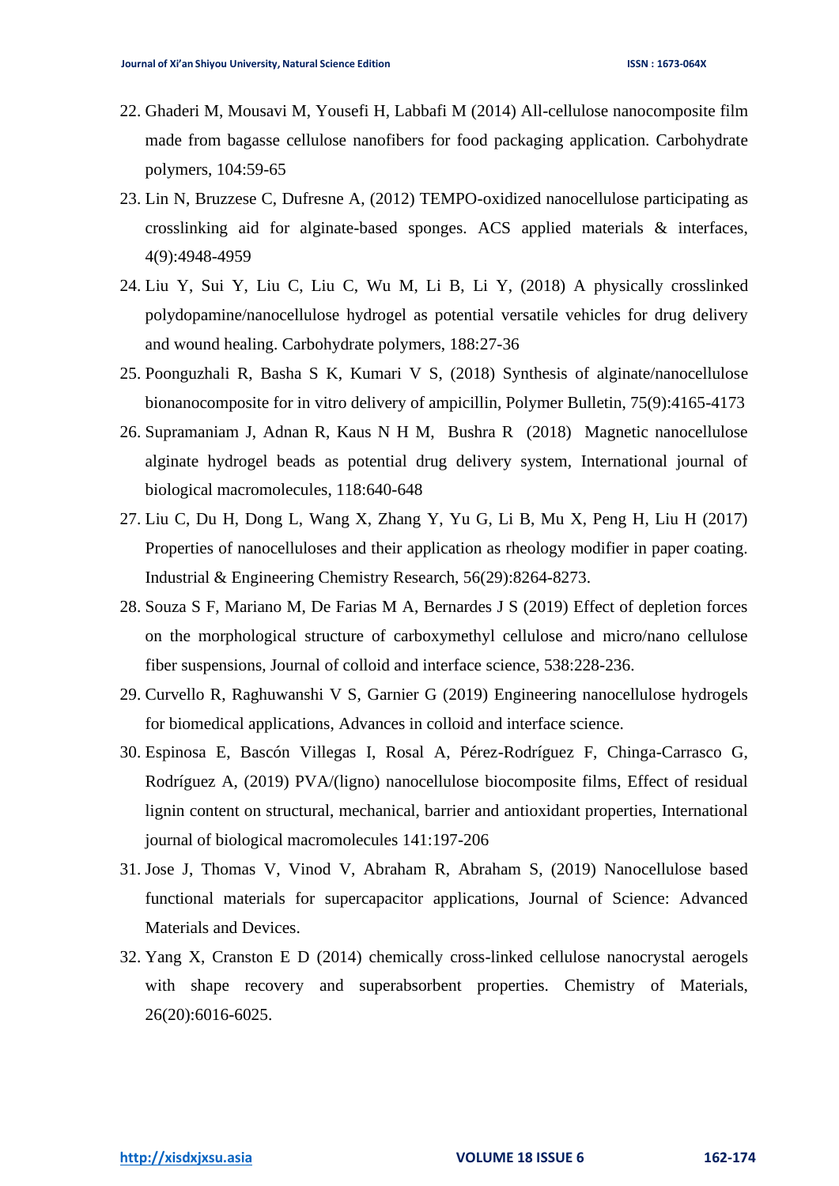22. Ghaderi M, Mousavi M, Yousefi H, Labbafi M (2014) All-cellulose nanocomposite film made from bagasse cellulose nanofibers for food packaging application. Carbohydrate polymers, 104:59-65
23. Lin N, Bruzzese C, Dufresne A, (2012) TEMPO-oxidized nanocellulose participating as crosslinking aid for alginate-based sponges. ACS applied materials & interfaces, 4(9):4948-4959
24. Liu Y, Sui Y, Liu C, Liu C, Wu M, Li B, Li Y, (2018) A physically crosslinked polydopamine/nanocellulose hydrogel as potential versatile vehicles for drug delivery and wound healing. Carbohydrate polymers, 188:27-36
25. Poonguzhali R, Basha S K, Kumari V S, (2018) Synthesis of alginate/nanocellulose bionanocomposite for in vitro delivery of ampicillin, Polymer Bulletin, 75(9):4165-4173
26. Supramaniam J, Adnan R, Kaus N H M, Bushra R (2018) Magnetic nanocellulose alginate hydrogel beads as potential drug delivery system, International journal of biological macromolecules, 118:640-648
27. Liu C, Du H, Dong L, Wang X, Zhang Y, Yu G, Li B, Mu X, Peng H, Liu H (2017) Properties of nanocelluloses and their application as rheology modifier in paper coating. Industrial & Engineering Chemistry Research, 56(29):8264-8273.
28. Souza S F, Mariano M, De Farias M A, Bernardes J S (2019) Effect of depletion forces on the morphological structure of carboxymethyl cellulose and micro/nano cellulose fiber suspensions, Journal of colloid and interface science, 538:228-236.
29. Curvello R, Raghuwanshi V S, Garnier G (2019) Engineering nanocellulose hydrogels for biomedical applications, Advances in colloid and interface science.
30. Espinosa E, Bascón Villegas I, Rosal A, Pérez-Rodríguez F, Chinga-Carrasco G, Rodríguez A, (2019) PVA/(ligno) nanocellulose biocomposite films, Effect of residual lignin content on structural, mechanical, barrier and antioxidant properties, International journal of biological macromolecules 141:197-206
31. Jose J, Thomas V, Vinod V, Abraham R, Abraham S, (2019) Nanocellulose based functional materials for supercapacitor applications, Journal of Science: Advanced Materials and Devices.
32. Yang X, Cranston E D (2014) chemically cross-linked cellulose nanocrystal aerogels with shape recovery and superabsorbent properties. Chemistry of Materials, 26(20):6016-6025.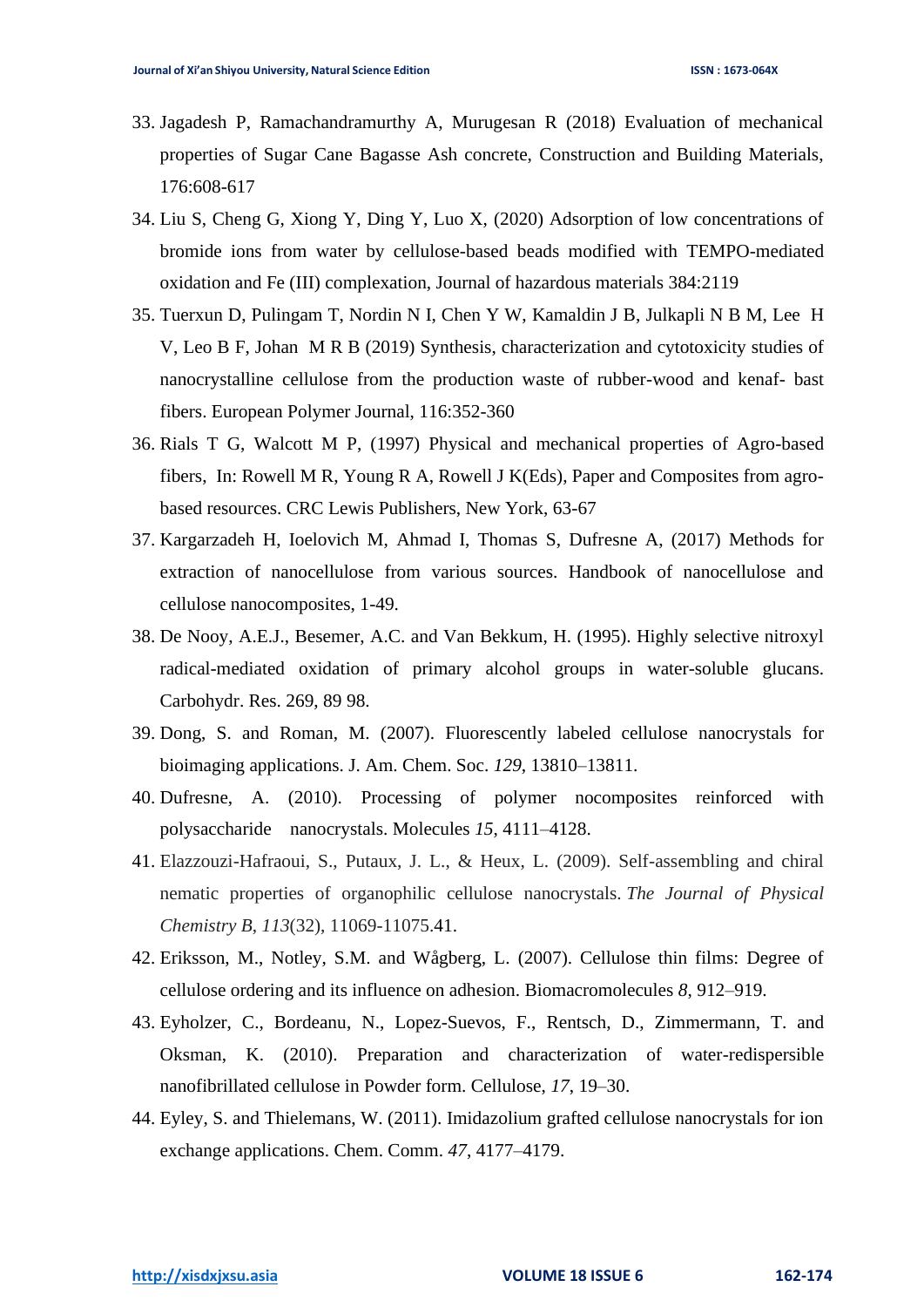33. Jagadesh P, Ramachandramurthy A, Murugesan R (2018) Evaluation of mechanical properties of Sugar Cane Bagasse Ash concrete, Construction and Building Materials, 176:608-617
34. Liu S, Cheng G, Xiong Y, Ding Y, Luo X, (2020) Adsorption of low concentrations of bromide ions from water by cellulose-based beads modified with TEMPO-mediated oxidation and Fe (III) complexation, Journal of hazardous materials 384:2119
35. Tuerxun D, Pulingam T, Nordin N I, Chen Y W, Kamaldin J B, Julkapli N B M, Lee H V, Leo B F, Johan M R B (2019) Synthesis, characterization and cytotoxicity studies of nanocrystalline cellulose from the production waste of rubber-wood and kenaf- bast fibers. European Polymer Journal, 116:352-360
36. Rials T G, Walcott M P, (1997) Physical and mechanical properties of Agro-based fibers, In: Rowell M R, Young R A, Rowell J K(Eds), Paper and Composites from agro-based resources. CRC Lewis Publishers, New York, 63-67
37. Kargarzadeh H, Ioelovich M, Ahmad I, Thomas S, Dufresne A, (2017) Methods for extraction of nanocellulose from various sources. Handbook of nanocellulose and cellulose nanocomposites, 1-49.
38. De Nooy, A.E.J., Besemer, A.C. and Van Bekkum, H. (1995). Highly selective nitroxyl radical-mediated oxidation of primary alcohol groups in water-soluble glucans. Carbohydr. Res. 269, 89 98.
39. Dong, S. and Roman, M. (2007). Fluorescently labeled cellulose nanocrystals for bioimaging applications. J. Am. Chem. Soc. *129*, 13810–13811.
40. Dufresne, A. (2010). Processing of polymer nocomposites reinforced with polysaccharide nanocrystals. Molecules *15*, 4111–4128.
41. Elazzouzi-Hafraoui, S., Putaux, J. L., & Heux, L. (2009). Self-assembling and chiral nematic properties of organophilic cellulose nanocrystals. *The Journal of Physical Chemistry B*, *113*(32), 11069-11075.41.
42. Eriksson, M., Notley, S.M. and Wågberg, L. (2007). Cellulose thin films: Degree of cellulose ordering and its influence on adhesion. Biomacromolecules *8*, 912–919.
43. Eyholzer, C., Bordeanu, N., Lopez-Suevos, F., Rentsch, D., Zimmermann, T. and Oksman, K. (2010). Preparation and characterization of water-redispersible nanofibrillated cellulose in Powder form. Cellulose, *17*, 19–30.
44. Eyley, S. and Thielemans, W. (2011). Imidazolium grafted cellulose nanocrystals for ion exchange applications. Chem. Comm. *47*, 4177–4179.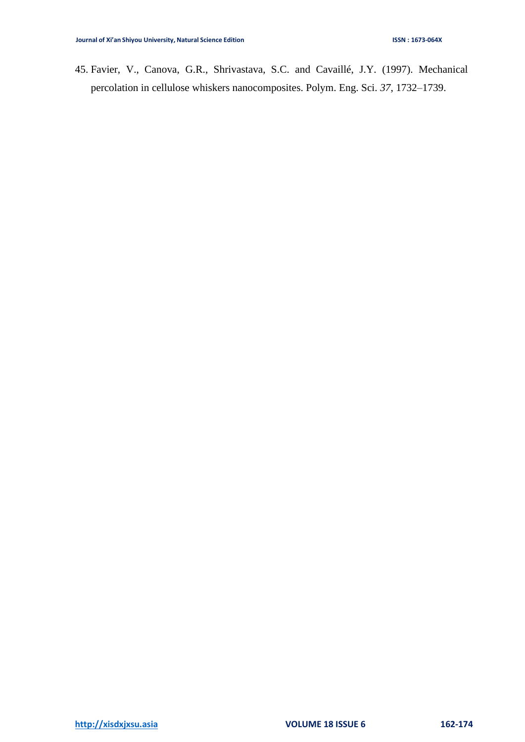45. Favier, V., Canova, G.R., Shrivastava, S.C. and Cavaillé, J.Y. (1997). Mechanical percolation in cellulose whiskers nanocomposites. Polym. Eng. Sci. *37*, 1732–1739.